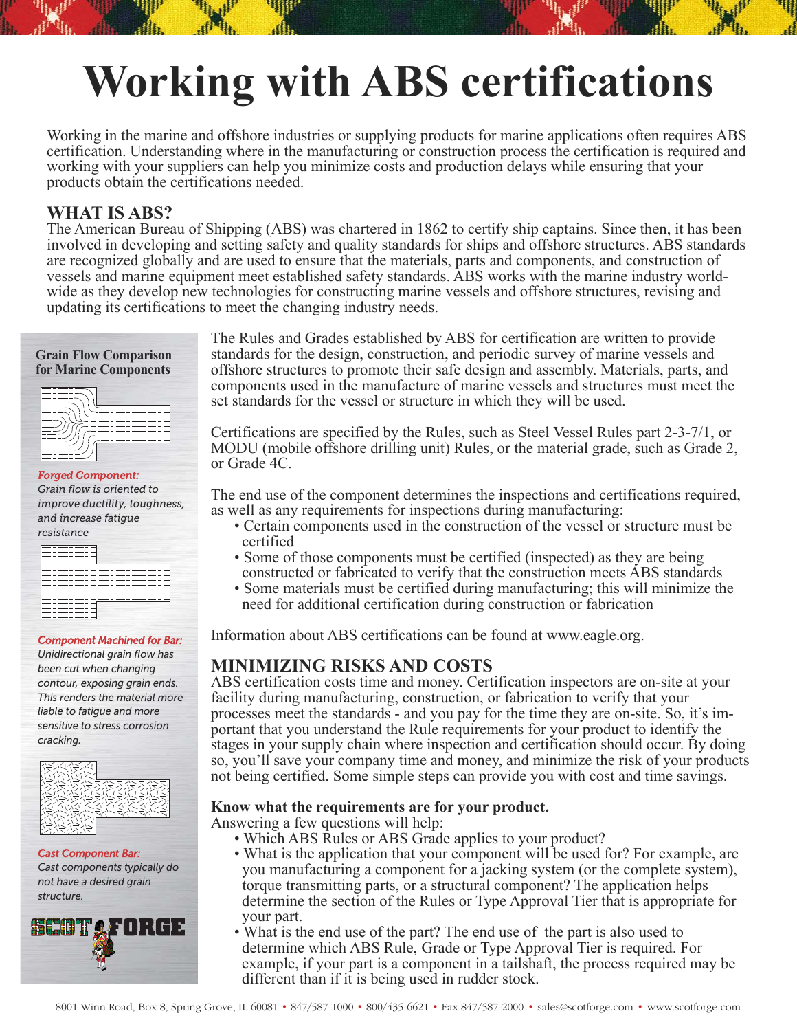# Working with ABS certifications

Working in the marine and offshore industries or supplying products for marine applications often requires ABS certification. Understanding where in the manufacturing or construction process the certification is required and working with your suppliers can help you minimize costs and production delays while ensuring that your products obtain the certifications needed.

## WHAT IS ABS?

The American Bureau of Shipping (ABS) was chartered in 1862 to certify ship captains. Since then, it has been involved in developing and setting safety and quality standards for ships and offshore structures. ABS standards are recognized globally and are used to ensure that the materials, parts and components, and construction of vessels and marine equipment meet established safety standards. ABS works with the marine industry world-wide as they develop new technologies for constructing marine vessels and offshore structures, revising and updating its certifications to meet the changing industry needs.

**Grain Flow Comparison for Marine Components**

*Forged Component:* *Grain flow is oriented to improve ductility, toughness, and increase fatigue resistance*

*Component Machined for Bar:* *Unidirectional grain flow has been cut when changing contour, exposing grain ends. This renders the material more liable to fatigue and more sensitive to stress corrosion cracking.*

*Cast Component Bar:* *Cast components typically do not have a desired grain structure.*

The Rules and Grades established by ABS for certification are written to provide standards for the design, construction, and periodic survey of marine vessels and offshore structures to promote their safe design and assembly. Materials, parts, and components used in the manufacture of marine vessels and structures must meet the set standards for the vessel or structure in which they will be used.

Certifications are specified by the Rules, such as Steel Vessel Rules part 2-3-7/1, or MODU (mobile offshore drilling unit) Rules, or the material grade, such as Grade 2, or Grade 4C.

The end use of the component determines the inspections and certifications required, as well as any requirements for inspections during manufacturing:

- Certain components used in the construction of the vessel or structure must be certified
- Some of those components must be certified (inspected) as they are being constructed or fabricated to verify that the construction meets ABS standards
- Some materials must be certified during manufacturing; this will minimize the need for additional certification during construction or fabrication

Information about ABS certifications can be found at www.eagle.org.

## MINIMIZING RISKS AND COSTS

ABS certification costs time and money. Certification inspectors are on-site at your facility during manufacturing, construction, or fabrication to verify that your processes meet the standards - and you pay for the time they are on-site. So, it's important that you understand the Rule requirements for your product to identify the stages in your supply chain where inspection and certification should occur. By doing so, you'll save your company time and money, and minimize the risk of your products not being certified. Some simple steps can provide you with cost and time savings.

**Know what the requirements are for your product.**

Answering a few questions will help:

- Which ABS Rules or ABS Grade applies to your product?
- What is the application that your component will be used for? For example, are you manufacturing a component for a jacking system (or the complete system), torque transmitting parts, or a structural component? The application helps determine the section of the Rules or Type Approval Tier that is appropriate for your part.
- What is the end use of the part? The end use of the part is also used to determine which ABS Rule, Grade or Type Approval Tier is required. For example, if your part is a component in a tailshaft, the process required may be different than if it is being used in rudder stock.

8001 Winn Road, Box 8, Spring Grove, IL 60081 • 847/587-1000 • 800/435-6621 • Fax 847/587-2000 • sales@scotforge.com • www.scotforge.com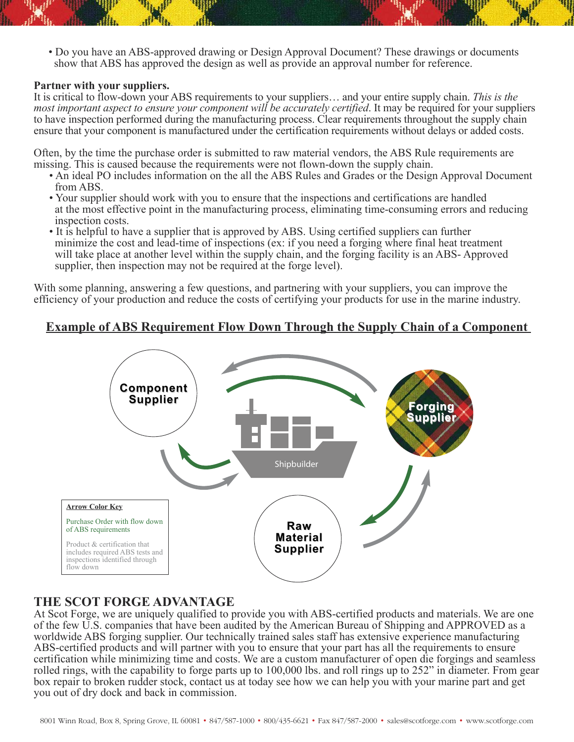- Do you have an ABS-approved drawing or Design Approval Document? These drawings or documents show that ABS has approved the design as well as provide an approval number for reference.

**Partner with your suppliers.**
It is critical to flow-down your ABS requirements to your suppliers… and your entire supply chain. *This is the most important aspect to ensure your component will be accurately certified*. It may be required for your suppliers to have inspection performed during the manufacturing process. Clear requirements throughout the supply chain ensure that your component is manufactured under the certification requirements without delays or added costs.

Often, by the time the purchase order is submitted to raw material vendors, the ABS Rule requirements are missing. This is caused because the requirements were not flown-down the supply chain.

- An ideal PO includes information on the all the ABS Rules and Grades or the Design Approval Document from ABS.
- Your supplier should work with you to ensure that the inspections and certifications are handled at the most effective point in the manufacturing process, eliminating time-consuming errors and reducing inspection costs.
- It is helpful to have a supplier that is approved by ABS. Using certified suppliers can further minimize the cost and lead-time of inspections (ex: if you need a forging where final heat treatment will take place at another level within the supply chain, and the forging facility is an ABS- Approved supplier, then inspection may not be required at the forge level).

With some planning, answering a few questions, and partnering with your suppliers, you can improve the efficiency of your production and reduce the costs of certifying your products for use in the marine industry.

## Example of ABS Requirement Flow Down Through the Supply Chain of a Component

Component Supplier

Forging Supplier

Shipbuilder

Raw Material Supplier

Arrow Color Key

Purchase Order with flow down of ABS requirements

Product & certification that includes required ABS tests and inspections identified through flow down

## THE SCOT FORGE ADVANTAGE

At Scot Forge, we are uniquely qualified to provide you with ABS-certified products and materials. We are one of the few U.S. companies that have been audited by the American Bureau of Shipping and APPROVED as a worldwide ABS forging supplier. Our technically trained sales staff has extensive experience manufacturing ABS-certified products and will partner with you to ensure that your part has all the requirements to ensure certification while minimizing time and costs. We are a custom manufacturer of open die forgings and seamless rolled rings, with the capability to forge parts up to 100,000 lbs. and roll rings up to 252" in diameter. From gear box repair to broken rudder stock, contact us at today see how we can help you with your marine part and get you out of dry dock and back in commission.

8001 Winn Road, Box 8, Spring Grove, IL 60081 • 847/587-1000 • 800/435-6621 • Fax 847/587-2000 • sales@scotforge.com • www.scotforge.com